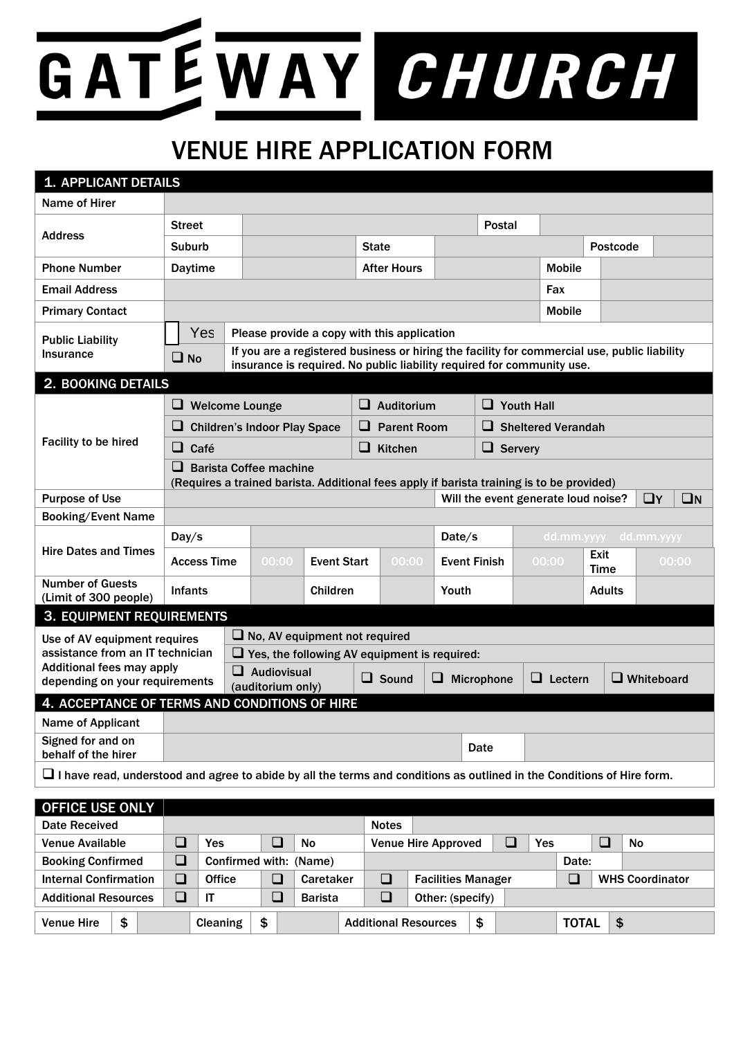# GATEWAY CHURCH

## VENUE HIRE APPLICATION FORM

### 1. APPLICANT DETAILS

| | | | | | | |
|---|---|---|---|---|---|---|
| Name of Hirer | | | | | | |
| Address | Street | | Postal | | | |
| | Suburb | | State | | Postcode | |
| Phone Number | Daytime | | After Hours | | Mobile | |
| Email Address | | | | | Fax | |
| Primary Contact | | | | | Mobile | |
| Public Liability Insurance | ☐ Yes | Please provide a copy with this application | | | | |
| | ☐ No | If you are a registered business or hiring the facility for commercial use, public liability insurance is required. No public liability required for community use. | | | | |

### 2. BOOKING DETAILS

| | | | |
|---|---|---|---|
| Facility to be hired | ☐ Welcome Lounge | ☐ Auditorium | ☐ Youth Hall |
| | ☐ Children's Indoor Play Space | ☐ Parent Room | ☐ Sheltered Verandah |
| | ☐ Café | ☐ Kitchen | ☐ Servery |
| | ☐ Barista Coffee machine (Requires a trained barista. Additional fees apply if barista training is to be provided) | | |
| Purpose of Use | | Will the event generate loud noise? | ☐Y ☐N |
| Booking/Event Name | | | |

| | | | | | | | |
|---|---|---|---|---|---|---|---|
| Hire Dates and Times | Day/s | | | Date/s | dd.mm.yyyy | dd.mm.yyyy | |
| | Access Time | 00:00 | Event Start | 00:00 | Event Finish | 00:00 | Exit Time 00:00 |
| Number of Guests (Limit of 300 people) | Infants | | Children | | Youth | | Adults |

### 3. EQUIPMENT REQUIREMENTS

| | | | | | |
|---|---|---|---|---|---|
| Use of AV equipment requires assistance from an IT technician Additional fees may apply depending on your requirements | ☐ No, AV equipment not required | | | | |
| | ☐ Yes, the following AV equipment is required: | | | | |
| | ☐ Audiovisual (auditorium only) | ☐ Sound | ☐ Microphone | ☐ Lectern | ☐ Whiteboard |

### 4. ACCEPTANCE OF TERMS AND CONDITIONS OF HIRE

| | | | |
|---|---|---|---|
| Name of Applicant | | | |
| Signed for and on behalf of the hirer | | Date | |

☐ I have read, understood and agree to abide by all the terms and conditions as outlined in the Conditions of Hire form.

### OFFICE USE ONLY

| | | | | | | |
|---|---|---|---|---|---|---|
| Date Received | | | Notes | | | |
| Venue Available | ☐ Yes | ☐ No | Venue Hire Approved | ☐ Yes | ☐ No | |
| Booking Confirmed | ☐ Confirmed with: (Name) | | | | Date: | |
| Internal Confirmation | ☐ Office | ☐ Caretaker | ☐ Facilities Manager | | ☐ WHS Coordinator | |
| Additional Resources | ☐ IT | ☐ Barista | ☐ Other: (specify) | | | |

| | | | | | | | |
|---|---|---|---|---|---|---|---|
| Venue Hire | $ | Cleaning | $ | Additional Resources | $ | TOTAL | $ |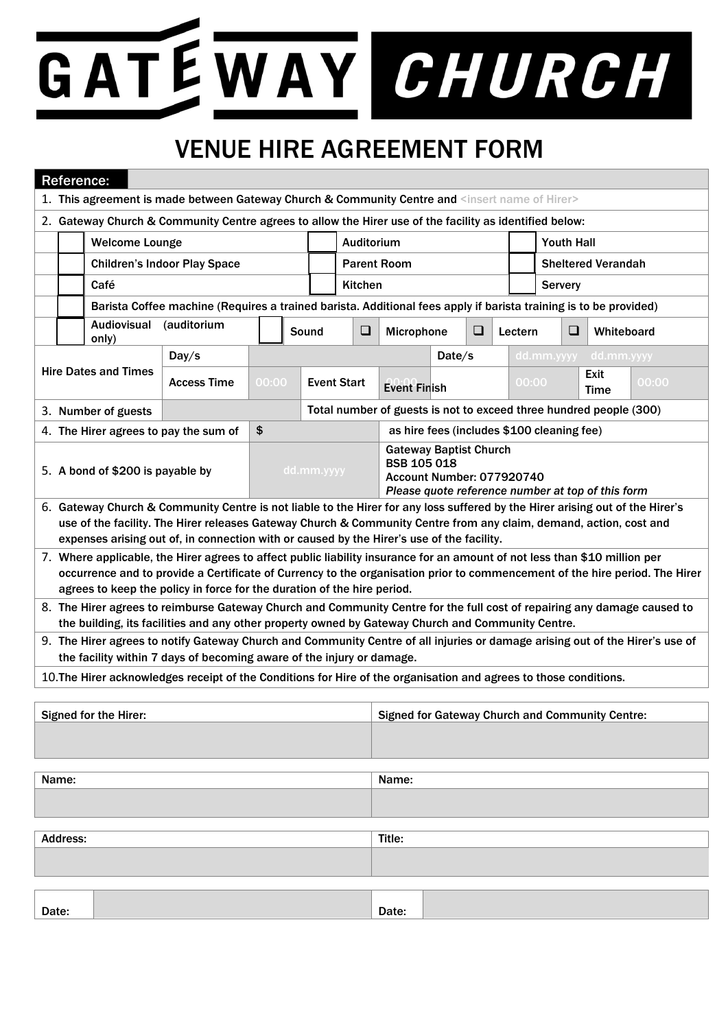# GATEWAY CHURCH

## VENUE HIRE AGREEMENT FORM

| | | | | | | | | | | | |
|---|---|---|---|---|---|---|---|---|---|---|---|
| **Reference:** | | | | | | | | | | | |
| 1. This agreement is made between Gateway Church & Community Centre and <insert name of Hirer> | | | | | | | | | | | |
| 2. Gateway Church & Community Centre agrees to allow the Hirer use of the facility as identified below: | | | | | | | | | | | |
| ☐ | Welcome Lounge | | ☐ | Auditorium | | | | ☐ | Youth Hall | | |
| ☐ | Children's Indoor Play Space | | ☐ | Parent Room | | | | ☐ | Sheltered Verandah | | |
| ☐ | Café | | ☐ | Kitchen | | | | ☐ | Servery | | |
| ☐ | Barista Coffee machine (Requires a trained barista. Additional fees apply if barista training is to be provided) | | | | | | | | | | |
| ☐ | Audiovisual (auditorium only) | ☐ | Sound | ☐ | Microphone | ☐ | Lectern | ☐ | Whiteboard | | |
| Hire Dates and Times | Day/s | | | | Date/s | | dd.mm.yyyy | dd.mm.yyyy | | | |
| | Access Time | 00:00 | Event Start | 00:00 | Event Finish | | 00:00 | Exit Time | 00:00 | | |
| 3. Number of guests | | Total number of guests is not to exceed three hundred people (300) | | | | | | | | | |
| 4. The Hirer agrees to pay the sum of | $ | | as hire fees (includes $100 cleaning fee) | | | | | | | | |
| 5. A bond of $200 is payable by | dd.mm.yyyy | | Gateway Baptist Church<br>BSB 105 018<br>Account Number: 077920740<br>*Please quote reference number at top of this form* | | | | | | | | |
| 6. Gateway Church & Community Centre is not liable to the Hirer for any loss suffered by the Hirer arising out of the Hirer's use of the facility. The Hirer releases Gateway Church & Community Centre from any claim, demand, action, cost and expenses arising out of, in connection with or caused by the Hirer's use of the facility. | | | | | | | | | | | |
| 7. Where applicable, the Hirer agrees to affect public liability insurance for an amount of not less than $10 million per occurrence and to provide a Certificate of Currency to the organisation prior to commencement of the hire period. The Hirer agrees to keep the policy in force for the duration of the hire period. | | | | | | | | | | | |
| 8. The Hirer agrees to reimburse Gateway Church and Community Centre for the full cost of repairing any damage caused to the building, its facilities and any other property owned by Gateway Church and Community Centre. | | | | | | | | | | | |
| 9. The Hirer agrees to notify Gateway Church and Community Centre of all injuries or damage arising out of the Hirer's use of the facility within 7 days of becoming aware of the injury or damage. | | | | | | | | | | | |
| 10. The Hirer acknowledges receipt of the Conditions for Hire of the organisation and agrees to those conditions. | | | | | | | | | | | |

| Signed for the Hirer: | Signed for Gateway Church and Community Centre: |
|---|---|
| | |

| Name: | Name: |
|---|---|
| | |

| Address: | Title: |
|---|---|
| | |

| | | | |
|---|---|---|---|
| Date: | | Date: | |